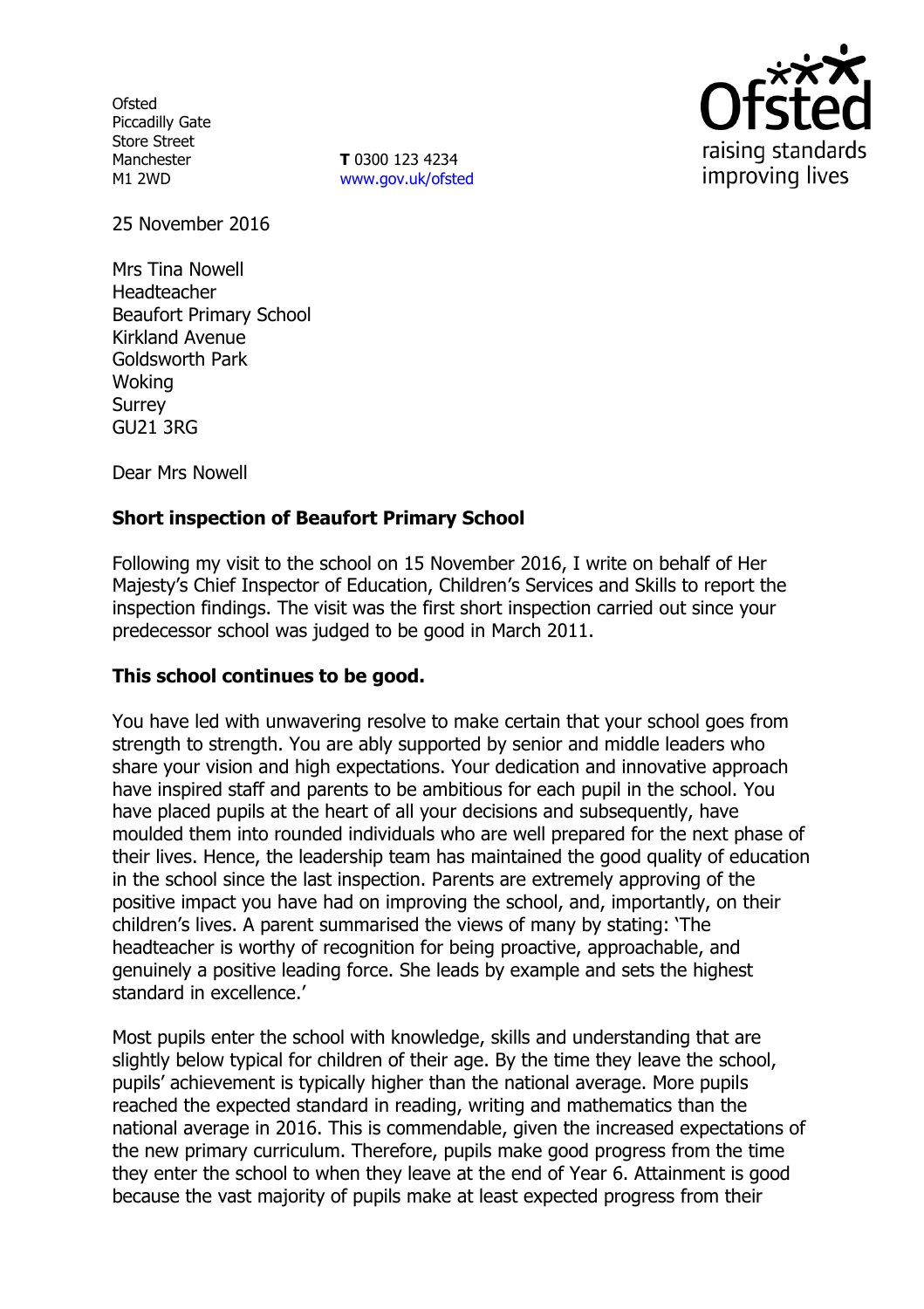Ofsted
Piccadilly Gate
Store Street
Manchester
M1 2WD

**T** 0300 123 4234
www.gov.uk/ofsted

25 November 2016

Mrs Tina Nowell
Headteacher
Beaufort Primary School
Kirkland Avenue
Goldsworth Park
Woking
Surrey
GU21 3RG

Dear Mrs Nowell

**Short inspection of Beaufort Primary School**

Following my visit to the school on 15 November 2016, I write on behalf of Her Majesty's Chief Inspector of Education, Children's Services and Skills to report the inspection findings. The visit was the first short inspection carried out since your predecessor school was judged to be good in March 2011.

**This school continues to be good.**

You have led with unwavering resolve to make certain that your school goes from strength to strength. You are ably supported by senior and middle leaders who share your vision and high expectations. Your dedication and innovative approach have inspired staff and parents to be ambitious for each pupil in the school. You have placed pupils at the heart of all your decisions and subsequently, have moulded them into rounded individuals who are well prepared for the next phase of their lives. Hence, the leadership team has maintained the good quality of education in the school since the last inspection. Parents are extremely approving of the positive impact you have had on improving the school, and, importantly, on their children's lives. A parent summarised the views of many by stating: 'The headteacher is worthy of recognition for being proactive, approachable, and genuinely a positive leading force. She leads by example and sets the highest standard in excellence.'

Most pupils enter the school with knowledge, skills and understanding that are slightly below typical for children of their age. By the time they leave the school, pupils' achievement is typically higher than the national average. More pupils reached the expected standard in reading, writing and mathematics than the national average in 2016. This is commendable, given the increased expectations of the new primary curriculum. Therefore, pupils make good progress from the time they enter the school to when they leave at the end of Year 6. Attainment is good because the vast majority of pupils make at least expected progress from their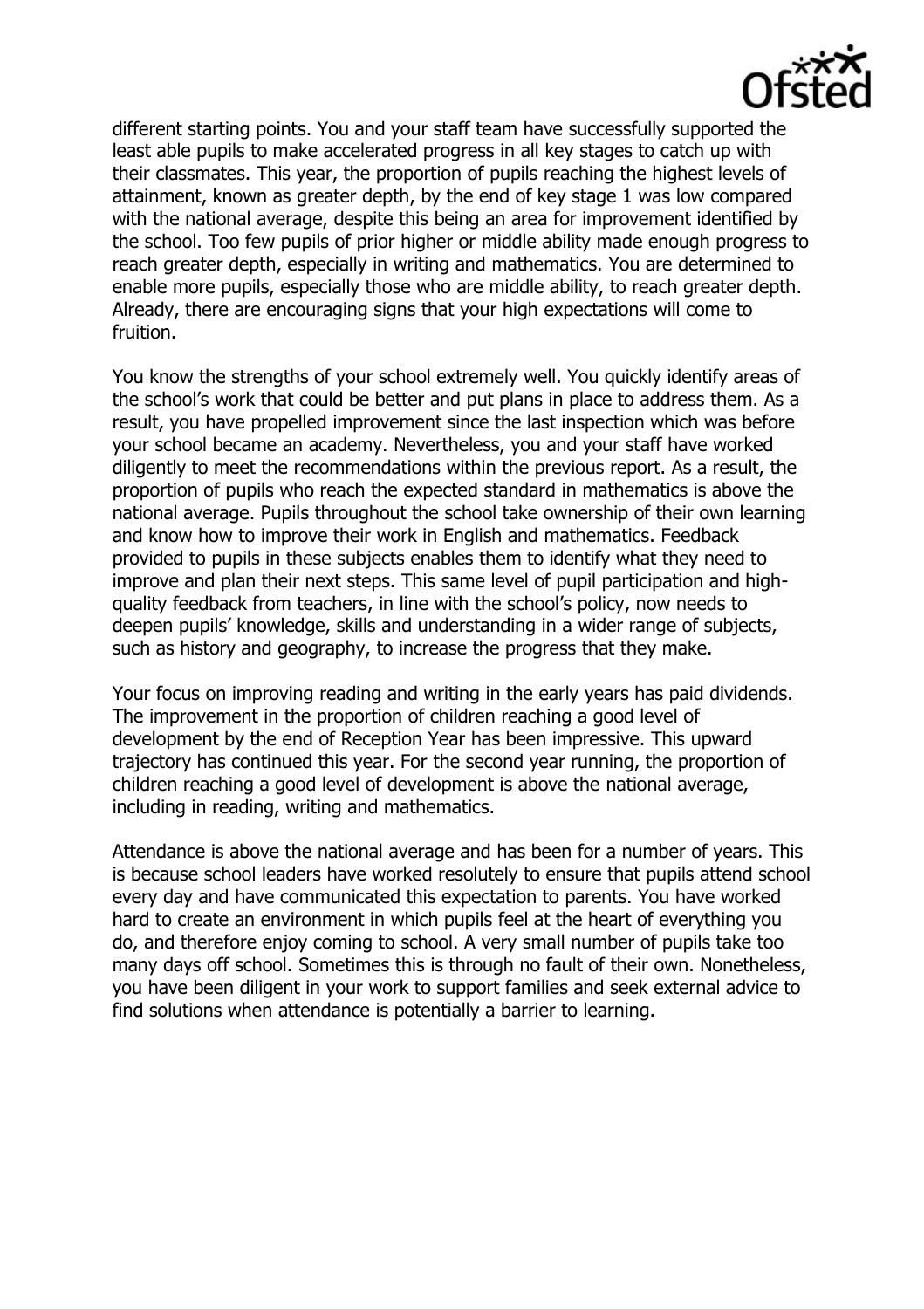different starting points. You and your staff team have successfully supported the least able pupils to make accelerated progress in all key stages to catch up with their classmates. This year, the proportion of pupils reaching the highest levels of attainment, known as greater depth, by the end of key stage 1 was low compared with the national average, despite this being an area for improvement identified by the school. Too few pupils of prior higher or middle ability made enough progress to reach greater depth, especially in writing and mathematics. You are determined to enable more pupils, especially those who are middle ability, to reach greater depth. Already, there are encouraging signs that your high expectations will come to fruition.

You know the strengths of your school extremely well. You quickly identify areas of the school's work that could be better and put plans in place to address them. As a result, you have propelled improvement since the last inspection which was before your school became an academy. Nevertheless, you and your staff have worked diligently to meet the recommendations within the previous report. As a result, the proportion of pupils who reach the expected standard in mathematics is above the national average. Pupils throughout the school take ownership of their own learning and know how to improve their work in English and mathematics. Feedback provided to pupils in these subjects enables them to identify what they need to improve and plan their next steps. This same level of pupil participation and high-quality feedback from teachers, in line with the school's policy, now needs to deepen pupils' knowledge, skills and understanding in a wider range of subjects, such as history and geography, to increase the progress that they make.

Your focus on improving reading and writing in the early years has paid dividends. The improvement in the proportion of children reaching a good level of development by the end of Reception Year has been impressive. This upward trajectory has continued this year. For the second year running, the proportion of children reaching a good level of development is above the national average, including in reading, writing and mathematics.

Attendance is above the national average and has been for a number of years. This is because school leaders have worked resolutely to ensure that pupils attend school every day and have communicated this expectation to parents. You have worked hard to create an environment in which pupils feel at the heart of everything you do, and therefore enjoy coming to school. A very small number of pupils take too many days off school. Sometimes this is through no fault of their own. Nonetheless, you have been diligent in your work to support families and seek external advice to find solutions when attendance is potentially a barrier to learning.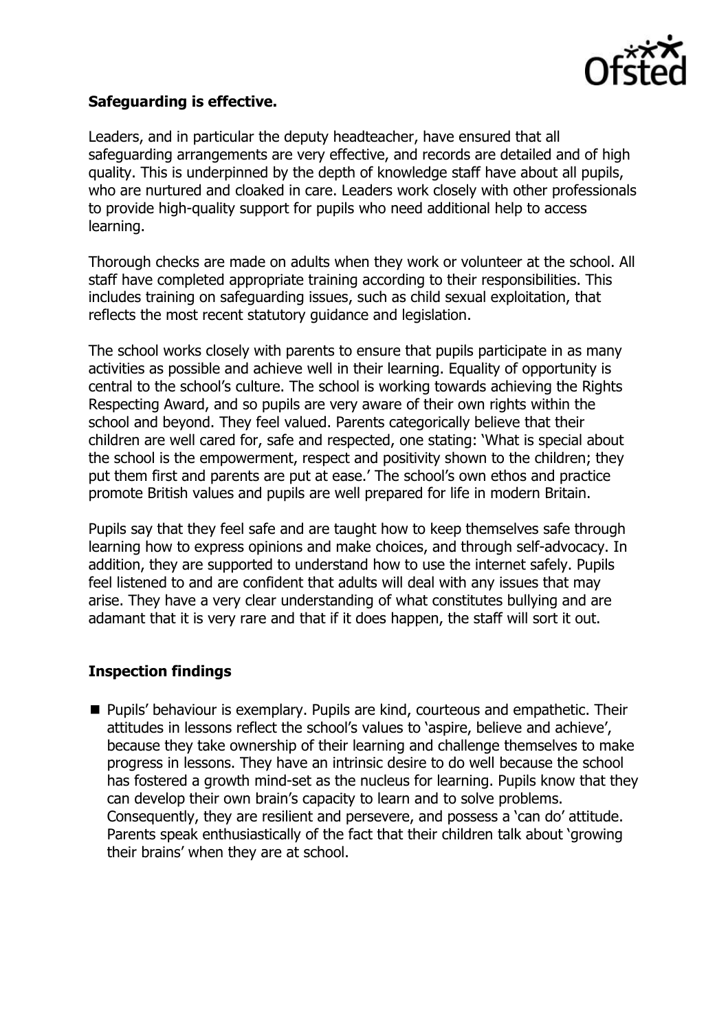**Safeguarding is effective.**

Leaders, and in particular the deputy headteacher, have ensured that all safeguarding arrangements are very effective, and records are detailed and of high quality. This is underpinned by the depth of knowledge staff have about all pupils, who are nurtured and cloaked in care. Leaders work closely with other professionals to provide high-quality support for pupils who need additional help to access learning.

Thorough checks are made on adults when they work or volunteer at the school. All staff have completed appropriate training according to their responsibilities. This includes training on safeguarding issues, such as child sexual exploitation, that reflects the most recent statutory guidance and legislation.

The school works closely with parents to ensure that pupils participate in as many activities as possible and achieve well in their learning. Equality of opportunity is central to the school's culture. The school is working towards achieving the Rights Respecting Award, and so pupils are very aware of their own rights within the school and beyond. They feel valued. Parents categorically believe that their children are well cared for, safe and respected, one stating: 'What is special about the school is the empowerment, respect and positivity shown to the children; they put them first and parents are put at ease.' The school's own ethos and practice promote British values and pupils are well prepared for life in modern Britain.

Pupils say that they feel safe and are taught how to keep themselves safe through learning how to express opinions and make choices, and through self-advocacy. In addition, they are supported to understand how to use the internet safely. Pupils feel listened to and are confident that adults will deal with any issues that may arise. They have a very clear understanding of what constitutes bullying and are adamant that it is very rare and that if it does happen, the staff will sort it out.

## Inspection findings

- Pupils' behaviour is exemplary. Pupils are kind, courteous and empathetic. Their attitudes in lessons reflect the school's values to 'aspire, believe and achieve', because they take ownership of their learning and challenge themselves to make progress in lessons. They have an intrinsic desire to do well because the school has fostered a growth mind-set as the nucleus for learning. Pupils know that they can develop their own brain's capacity to learn and to solve problems. Consequently, they are resilient and persevere, and possess a 'can do' attitude. Parents speak enthusiastically of the fact that their children talk about 'growing their brains' when they are at school.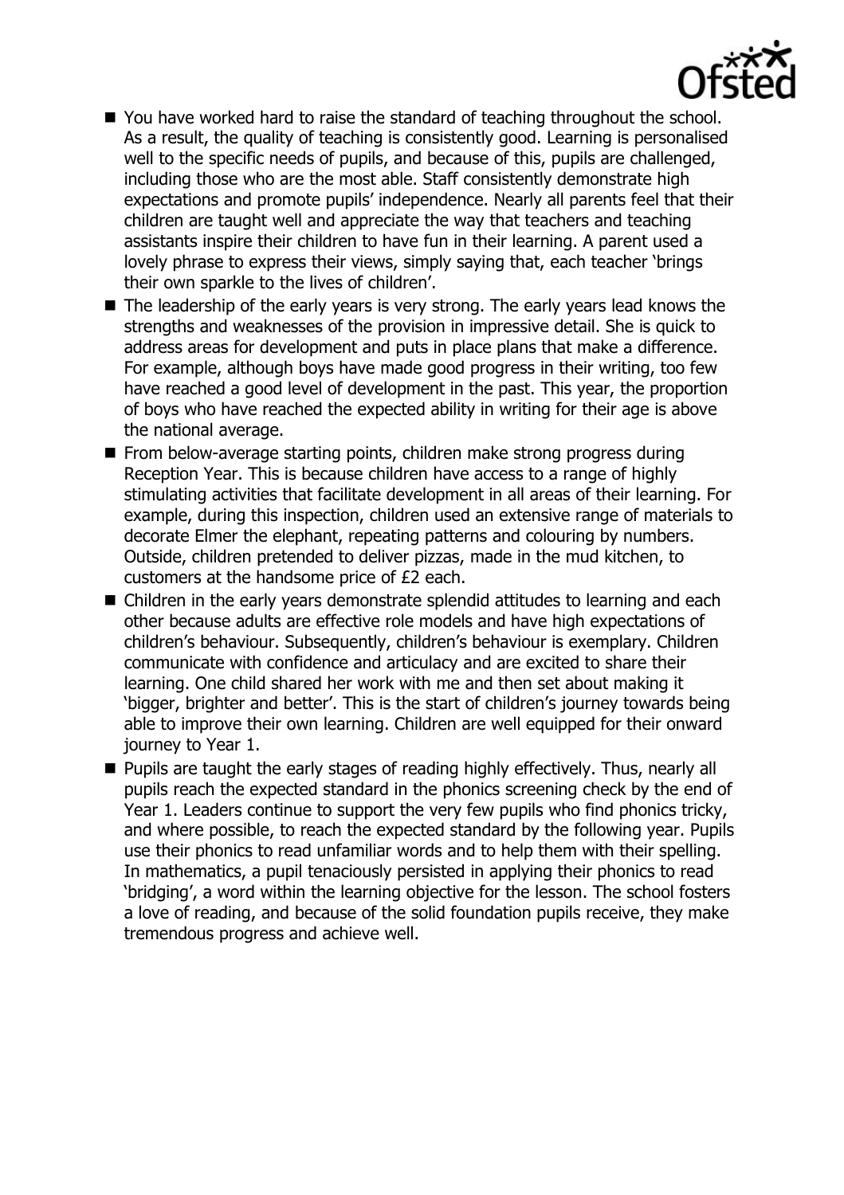- You have worked hard to raise the standard of teaching throughout the school. As a result, the quality of teaching is consistently good. Learning is personalised well to the specific needs of pupils, and because of this, pupils are challenged, including those who are the most able. Staff consistently demonstrate high expectations and promote pupils' independence. Nearly all parents feel that their children are taught well and appreciate the way that teachers and teaching assistants inspire their children to have fun in their learning. A parent used a lovely phrase to express their views, simply saying that, each teacher 'brings their own sparkle to the lives of children'.
- The leadership of the early years is very strong. The early years lead knows the strengths and weaknesses of the provision in impressive detail. She is quick to address areas for development and puts in place plans that make a difference. For example, although boys have made good progress in their writing, too few have reached a good level of development in the past. This year, the proportion of boys who have reached the expected ability in writing for their age is above the national average.
- From below-average starting points, children make strong progress during Reception Year. This is because children have access to a range of highly stimulating activities that facilitate development in all areas of their learning. For example, during this inspection, children used an extensive range of materials to decorate Elmer the elephant, repeating patterns and colouring by numbers. Outside, children pretended to deliver pizzas, made in the mud kitchen, to customers at the handsome price of £2 each.
- Children in the early years demonstrate splendid attitudes to learning and each other because adults are effective role models and have high expectations of children's behaviour. Subsequently, children's behaviour is exemplary. Children communicate with confidence and articulacy and are excited to share their learning. One child shared her work with me and then set about making it 'bigger, brighter and better'. This is the start of children's journey towards being able to improve their own learning. Children are well equipped for their onward journey to Year 1.
- Pupils are taught the early stages of reading highly effectively. Thus, nearly all pupils reach the expected standard in the phonics screening check by the end of Year 1. Leaders continue to support the very few pupils who find phonics tricky, and where possible, to reach the expected standard by the following year. Pupils use their phonics to read unfamiliar words and to help them with their spelling. In mathematics, a pupil tenaciously persisted in applying their phonics to read 'bridging', a word within the learning objective for the lesson. The school fosters a love of reading, and because of the solid foundation pupils receive, they make tremendous progress and achieve well.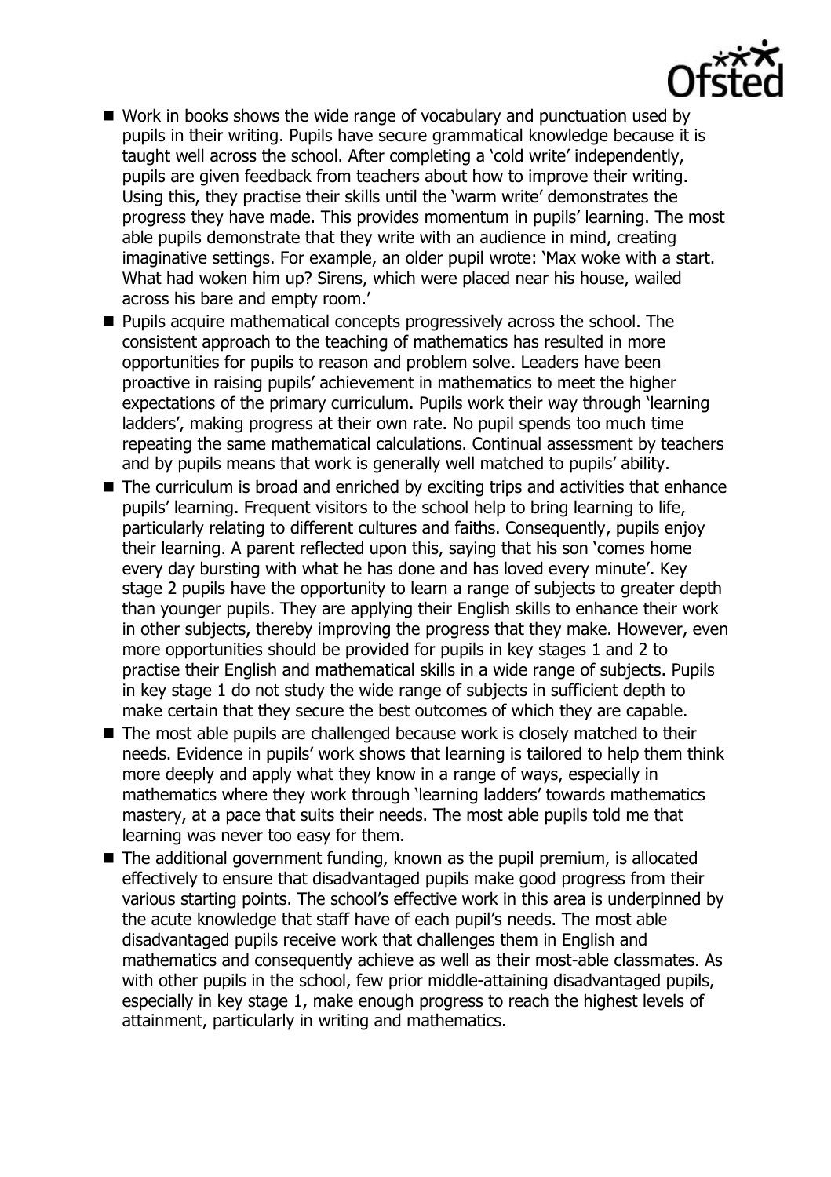- Work in books shows the wide range of vocabulary and punctuation used by pupils in their writing. Pupils have secure grammatical knowledge because it is taught well across the school. After completing a 'cold write' independently, pupils are given feedback from teachers about how to improve their writing. Using this, they practise their skills until the 'warm write' demonstrates the progress they have made. This provides momentum in pupils' learning. The most able pupils demonstrate that they write with an audience in mind, creating imaginative settings. For example, an older pupil wrote: 'Max woke with a start. What had woken him up? Sirens, which were placed near his house, wailed across his bare and empty room.'
- Pupils acquire mathematical concepts progressively across the school. The consistent approach to the teaching of mathematics has resulted in more opportunities for pupils to reason and problem solve. Leaders have been proactive in raising pupils' achievement in mathematics to meet the higher expectations of the primary curriculum. Pupils work their way through 'learning ladders', making progress at their own rate. No pupil spends too much time repeating the same mathematical calculations. Continual assessment by teachers and by pupils means that work is generally well matched to pupils' ability.
- The curriculum is broad and enriched by exciting trips and activities that enhance pupils' learning. Frequent visitors to the school help to bring learning to life, particularly relating to different cultures and faiths. Consequently, pupils enjoy their learning. A parent reflected upon this, saying that his son 'comes home every day bursting with what he has done and has loved every minute'. Key stage 2 pupils have the opportunity to learn a range of subjects to greater depth than younger pupils. They are applying their English skills to enhance their work in other subjects, thereby improving the progress that they make. However, even more opportunities should be provided for pupils in key stages 1 and 2 to practise their English and mathematical skills in a wide range of subjects. Pupils in key stage 1 do not study the wide range of subjects in sufficient depth to make certain that they secure the best outcomes of which they are capable.
- The most able pupils are challenged because work is closely matched to their needs. Evidence in pupils' work shows that learning is tailored to help them think more deeply and apply what they know in a range of ways, especially in mathematics where they work through 'learning ladders' towards mathematics mastery, at a pace that suits their needs. The most able pupils told me that learning was never too easy for them.
- The additional government funding, known as the pupil premium, is allocated effectively to ensure that disadvantaged pupils make good progress from their various starting points. The school's effective work in this area is underpinned by the acute knowledge that staff have of each pupil's needs. The most able disadvantaged pupils receive work that challenges them in English and mathematics and consequently achieve as well as their most-able classmates. As with other pupils in the school, few prior middle-attaining disadvantaged pupils, especially in key stage 1, make enough progress to reach the highest levels of attainment, particularly in writing and mathematics.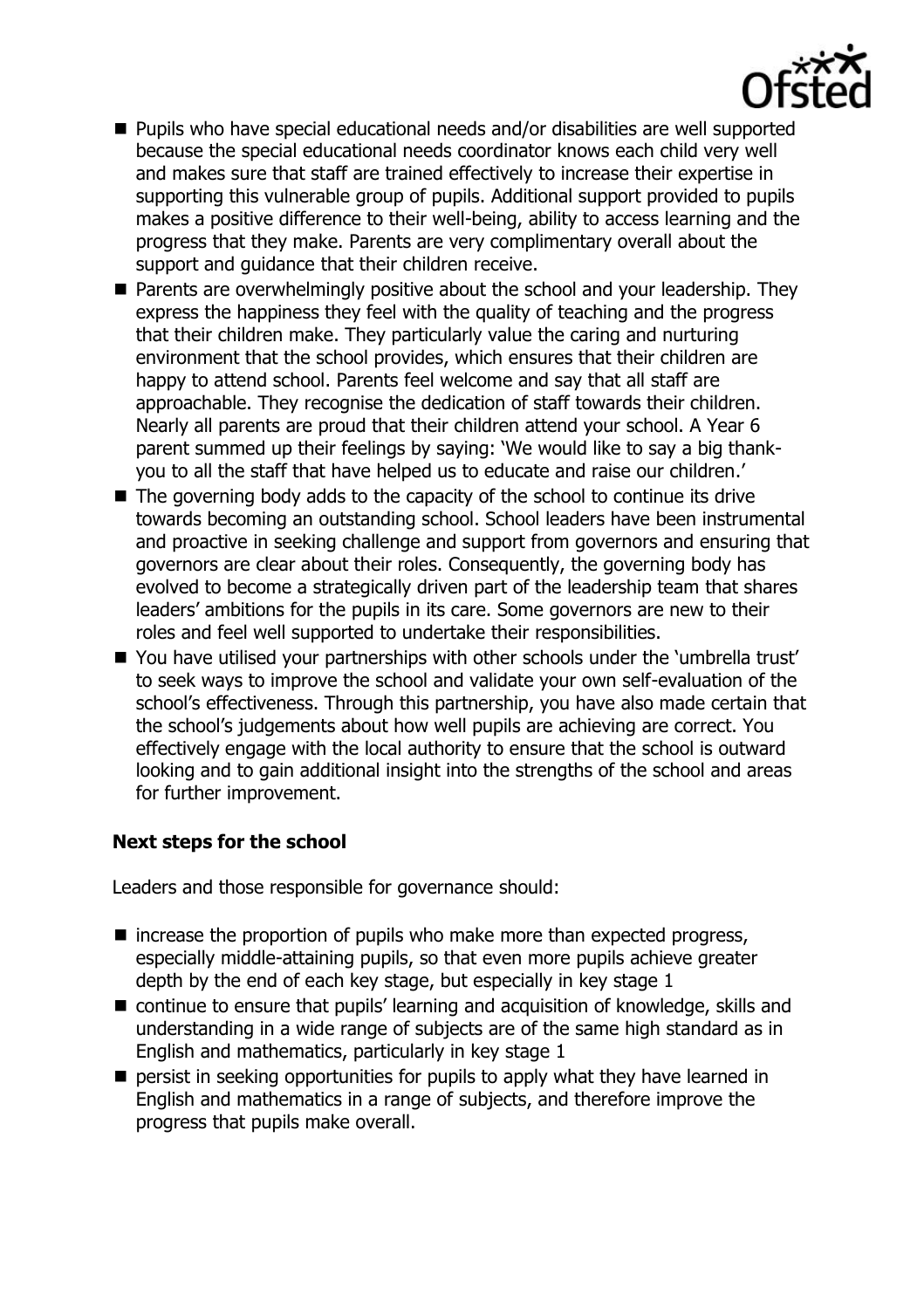- Pupils who have special educational needs and/or disabilities are well supported because the special educational needs coordinator knows each child very well and makes sure that staff are trained effectively to increase their expertise in supporting this vulnerable group of pupils. Additional support provided to pupils makes a positive difference to their well-being, ability to access learning and the progress that they make. Parents are very complimentary overall about the support and guidance that their children receive.
- Parents are overwhelmingly positive about the school and your leadership. They express the happiness they feel with the quality of teaching and the progress that their children make. They particularly value the caring and nurturing environment that the school provides, which ensures that their children are happy to attend school. Parents feel welcome and say that all staff are approachable. They recognise the dedication of staff towards their children. Nearly all parents are proud that their children attend your school. A Year 6 parent summed up their feelings by saying: 'We would like to say a big thank-you to all the staff that have helped us to educate and raise our children.'
- The governing body adds to the capacity of the school to continue its drive towards becoming an outstanding school. School leaders have been instrumental and proactive in seeking challenge and support from governors and ensuring that governors are clear about their roles. Consequently, the governing body has evolved to become a strategically driven part of the leadership team that shares leaders' ambitions for the pupils in its care. Some governors are new to their roles and feel well supported to undertake their responsibilities.
- You have utilised your partnerships with other schools under the 'umbrella trust' to seek ways to improve the school and validate your own self-evaluation of the school's effectiveness. Through this partnership, you have also made certain that the school's judgements about how well pupils are achieving are correct. You effectively engage with the local authority to ensure that the school is outward looking and to gain additional insight into the strengths of the school and areas for further improvement.

## Next steps for the school

Leaders and those responsible for governance should:

- increase the proportion of pupils who make more than expected progress, especially middle-attaining pupils, so that even more pupils achieve greater depth by the end of each key stage, but especially in key stage 1
- continue to ensure that pupils' learning and acquisition of knowledge, skills and understanding in a wide range of subjects are of the same high standard as in English and mathematics, particularly in key stage 1
- persist in seeking opportunities for pupils to apply what they have learned in English and mathematics in a range of subjects, and therefore improve the progress that pupils make overall.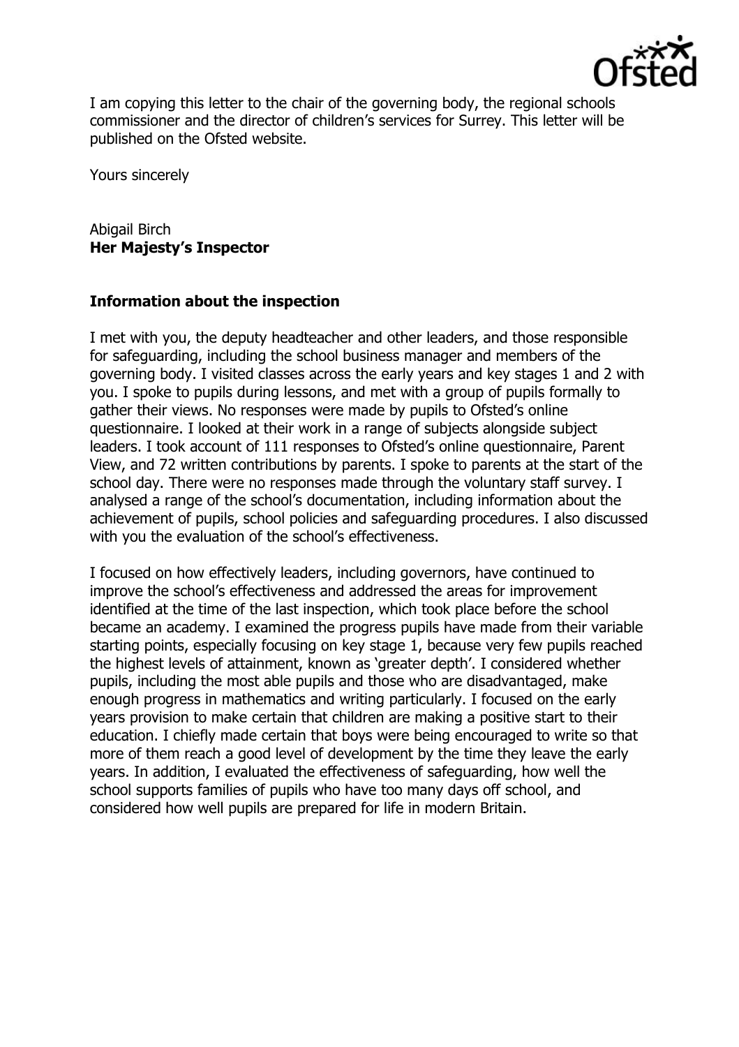I am copying this letter to the chair of the governing body, the regional schools commissioner and the director of children's services for Surrey. This letter will be published on the Ofsted website.

Yours sincerely

Abigail Birch
**Her Majesty's Inspector**

## Information about the inspection

I met with you, the deputy headteacher and other leaders, and those responsible for safeguarding, including the school business manager and members of the governing body. I visited classes across the early years and key stages 1 and 2 with you. I spoke to pupils during lessons, and met with a group of pupils formally to gather their views. No responses were made by pupils to Ofsted's online questionnaire. I looked at their work in a range of subjects alongside subject leaders. I took account of 111 responses to Ofsted's online questionnaire, Parent View, and 72 written contributions by parents. I spoke to parents at the start of the school day. There were no responses made through the voluntary staff survey. I analysed a range of the school's documentation, including information about the achievement of pupils, school policies and safeguarding procedures. I also discussed with you the evaluation of the school's effectiveness.

I focused on how effectively leaders, including governors, have continued to improve the school's effectiveness and addressed the areas for improvement identified at the time of the last inspection, which took place before the school became an academy. I examined the progress pupils have made from their variable starting points, especially focusing on key stage 1, because very few pupils reached the highest levels of attainment, known as 'greater depth'. I considered whether pupils, including the most able pupils and those who are disadvantaged, make enough progress in mathematics and writing particularly. I focused on the early years provision to make certain that children are making a positive start to their education. I chiefly made certain that boys were being encouraged to write so that more of them reach a good level of development by the time they leave the early years. In addition, I evaluated the effectiveness of safeguarding, how well the school supports families of pupils who have too many days off school, and considered how well pupils are prepared for life in modern Britain.